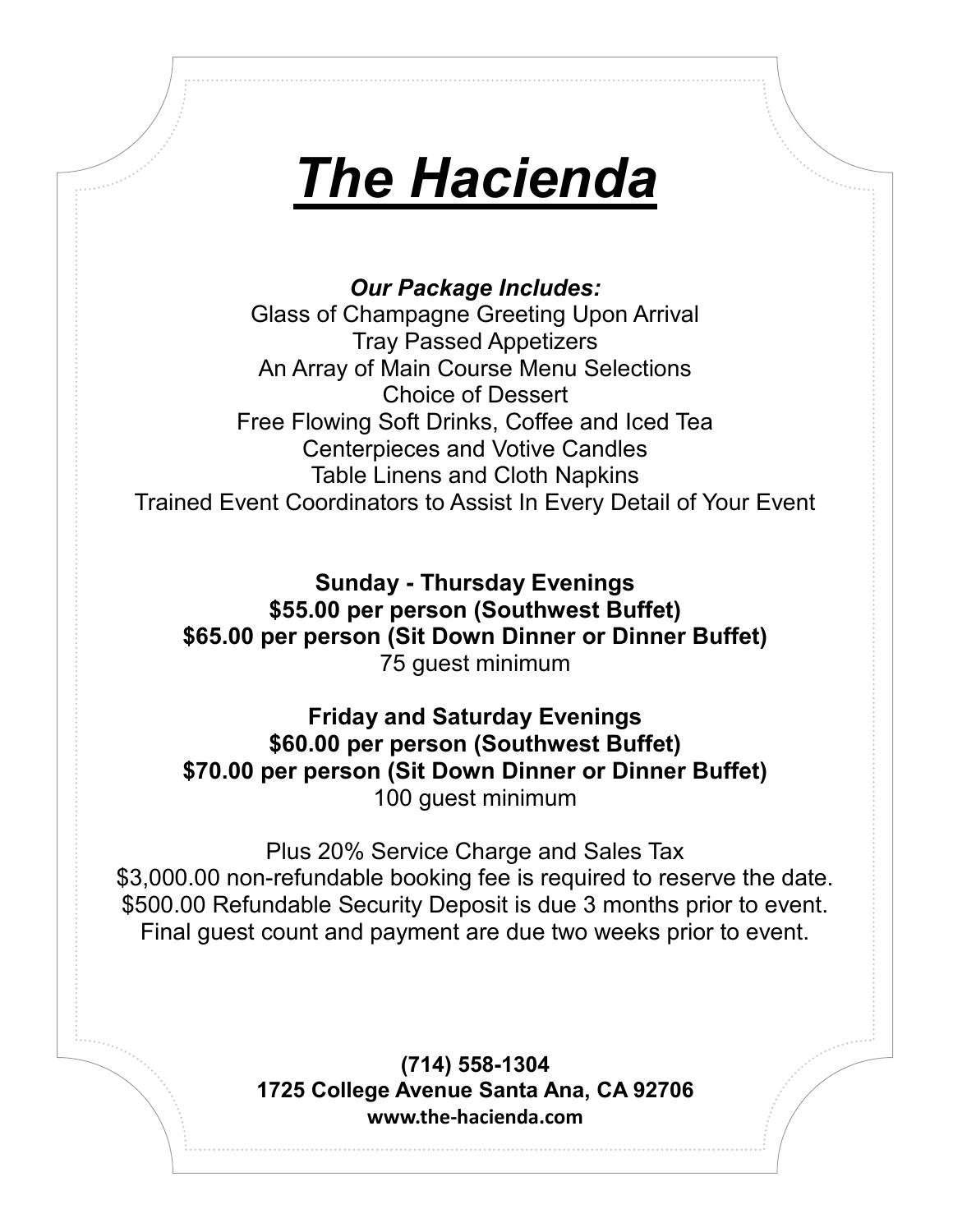# ***The Hacienda***

***Our Package Includes:***

Glass of Champagne Greeting Upon Arrival
Tray Passed Appetizers
An Array of Main Course Menu Selections
Choice of Dessert
Free Flowing Soft Drinks, Coffee and Iced Tea
Centerpieces and Votive Candles
Table Linens and Cloth Napkins
Trained Event Coordinators to Assist In Every Detail of Your Event

**Sunday - Thursday Evenings**
**$55.00 per person (Southwest Buffet)**
**$65.00 per person (Sit Down Dinner or Dinner Buffet)**
75 guest minimum

**Friday and Saturday Evenings**
**$60.00 per person (Southwest Buffet)**
**$70.00 per person (Sit Down Dinner or Dinner Buffet)**
100 guest minimum

Plus 20% Service Charge and Sales Tax
$3,000.00 non-refundable booking fee is required to reserve the date.
$500.00 Refundable Security Deposit is due 3 months prior to event.
Final guest count and payment are due two weeks prior to event.

**(714) 558-1304**
**1725 College Avenue Santa Ana, CA 92706**
**www.the-hacienda.com**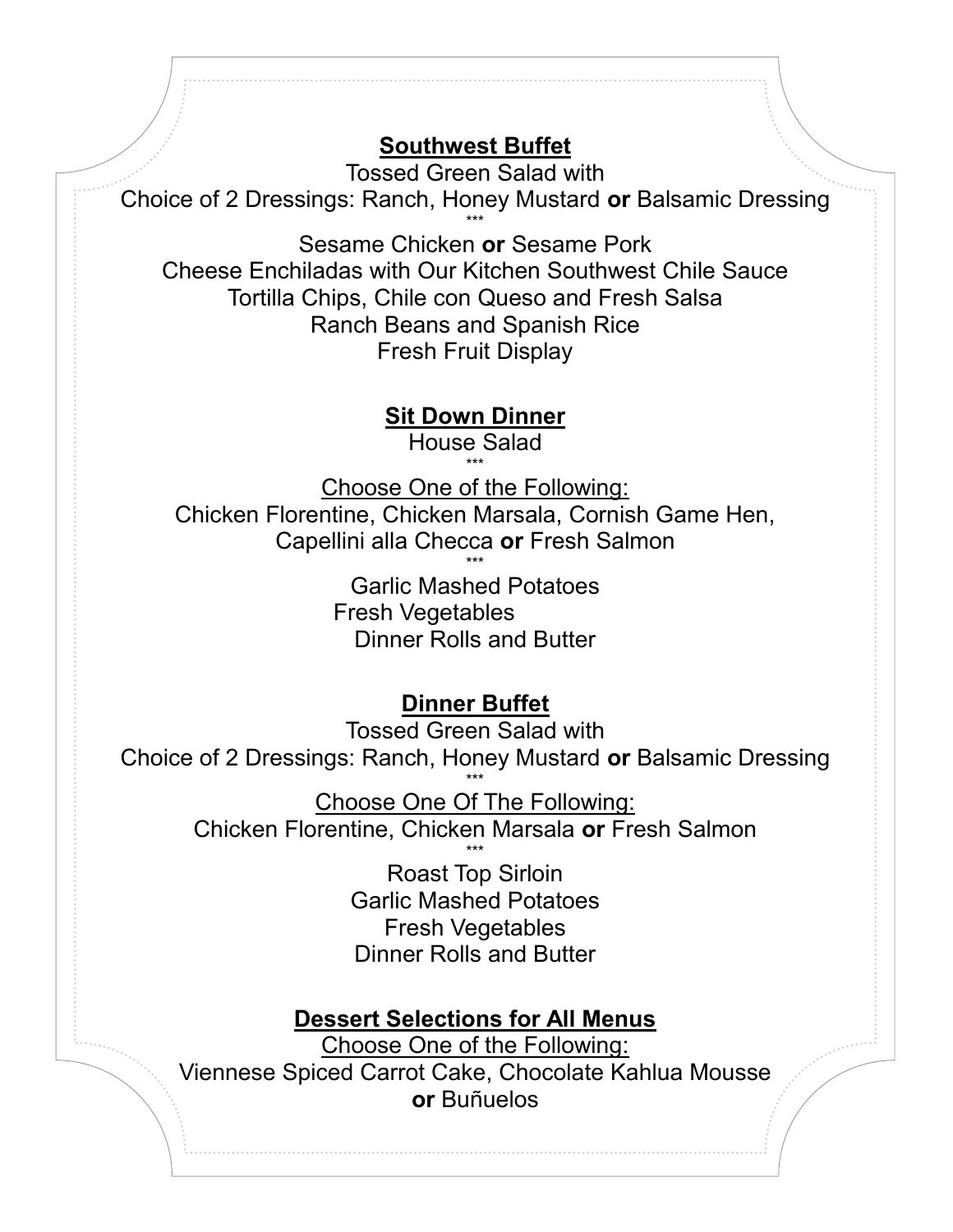## Southwest Buffet

Tossed Green Salad with
Choice of 2 Dressings: Ranch, Honey Mustard **or** Balsamic Dressing

***

Sesame Chicken **or** Sesame Pork
Cheese Enchiladas with Our Kitchen Southwest Chile Sauce
Tortilla Chips, Chile con Queso and Fresh Salsa
Ranch Beans and Spanish Rice
Fresh Fruit Display

## Sit Down Dinner

House Salad

***

Choose One of the Following:
Chicken Florentine, Chicken Marsala, Cornish Game Hen,
Capellini alla Checca **or** Fresh Salmon

***

Garlic Mashed Potatoes
Fresh Vegetables
Dinner Rolls and Butter

## Dinner Buffet

Tossed Green Salad with
Choice of 2 Dressings: Ranch, Honey Mustard **or** Balsamic Dressing

***

Choose One Of The Following:
Chicken Florentine, Chicken Marsala **or** Fresh Salmon

***

Roast Top Sirloin
Garlic Mashed Potatoes
Fresh Vegetables
Dinner Rolls and Butter

## Dessert Selections for All Menus

Choose One of the Following:
Viennese Spiced Carrot Cake, Chocolate Kahlua Mousse
**or** Buñuelos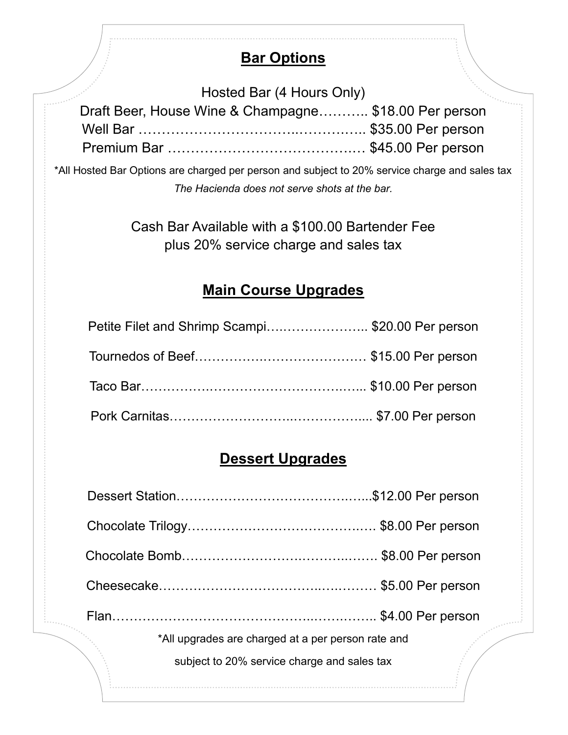## Bar Options

Hosted Bar (4 Hours Only)

Draft Beer, House Wine & Champagne……….. $18.00 Per person

Well Bar …………………………..………….. $35.00 Per person

Premium Bar ………………………………..… $45.00 Per person

*All Hosted Bar Options are charged per person and subject to 20% service charge and sales tax

*The Hacienda does not serve shots at the bar.*

Cash Bar Available with a $100.00 Bartender Fee plus 20% service charge and sales tax

## Main Course Upgrades

Petite Filet and Shrimp Scampi….……………….. $20.00 Per person

Tournedos of Beef……………….………………… $15.00 Per person

Taco Bar……………….…………………………..….. $10.00 Per person

Pork Carnitas……………………..……………..... $7.00 Per person

## Dessert Upgrades

Dessert Station……………………………………..…...$12.00 Per person

Chocolate Trilogy…………………………………..…. $8.00 Per person

Chocolate Bomb…………………….…………..……. $8.00 Per person

Cheesecake……………………………..…..……… $5.00 Per person

Flan……………………………………..………….. $4.00 Per person

*All upgrades are charged at a per person rate and subject to 20% service charge and sales tax